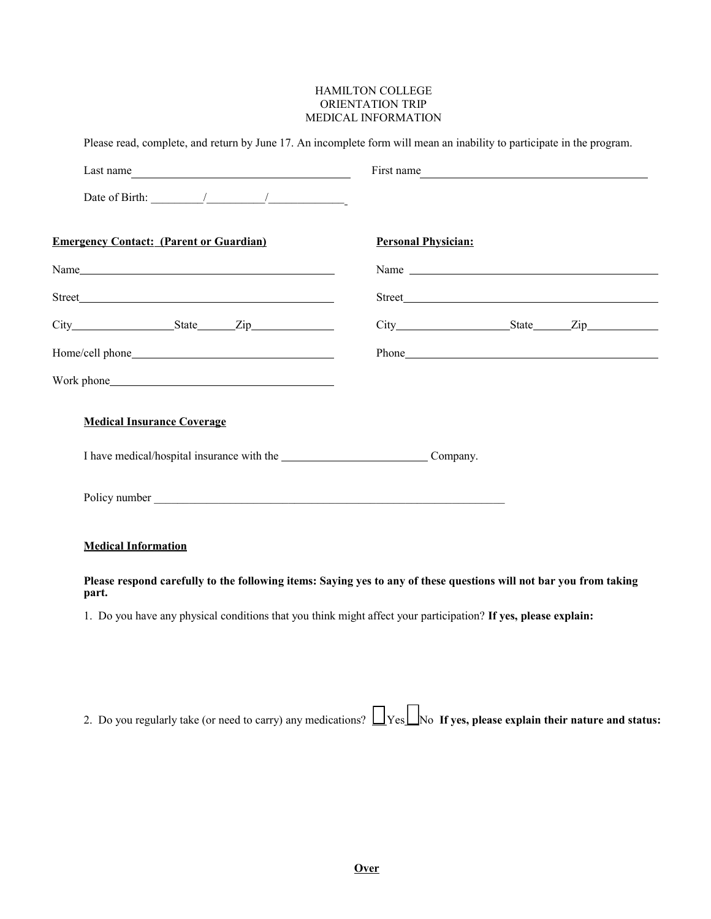HAMILTON COLLEGE
ORIENTATION TRIP
MEDICAL INFORMATION

Please read, complete, and return by June 17. An incomplete form will mean an inability to participate in the program.

Last name\_\_\_\_\_\_\_\_\_\_\_\_\_\_\_\_\_\_\_\_\_\_\_\_\_\_\_\_\_\_ First name\_\_\_\_\_\_\_\_\_\_\_\_\_\_\_\_\_\_\_\_\_\_\_\_\_\_\_\_\_\_

Date of Birth: \_\_\_\_\_\_\_\_/\_\_\_\_\_\_\_\_/\_\_\_\_\_\_\_\_\_\_

**Emergency Contact: (Parent or Guardian)**

Name\_\_\_\_\_\_\_\_\_\_\_\_\_\_\_\_\_\_\_\_\_\_\_\_\_\_\_\_\_\_

Street\_\_\_\_\_\_\_\_\_\_\_\_\_\_\_\_\_\_\_\_\_\_\_\_\_\_\_\_\_\_

City\_\_\_\_\_\_\_\_\_\_\_\_State\_\_\_\_\_Zip\_\_\_\_\_\_\_\_\_\_

Home/cell phone\_\_\_\_\_\_\_\_\_\_\_\_\_\_\_\_\_\_\_\_\_\_\_\_\_\_\_\_\_\_

Work phone\_\_\_\_\_\_\_\_\_\_\_\_\_\_\_\_\_\_\_\_\_\_\_\_\_\_\_\_\_\_

**Personal Physician:**

Name \_\_\_\_\_\_\_\_\_\_\_\_\_\_\_\_\_\_\_\_\_\_\_\_\_\_\_\_\_\_

Street\_\_\_\_\_\_\_\_\_\_\_\_\_\_\_\_\_\_\_\_\_\_\_\_\_\_\_\_\_\_

City\_\_\_\_\_\_\_\_\_\_\_\_State\_\_\_\_\_Zip\_\_\_\_\_\_\_\_\_\_

Phone\_\_\_\_\_\_\_\_\_\_\_\_\_\_\_\_\_\_\_\_\_\_\_\_\_\_\_\_\_\_

**Medical Insurance Coverage**

I have medical/hospital insurance with the \_\_\_\_\_\_\_\_\_\_\_\_\_\_\_\_\_\_\_\_ Company.

Policy number \_\_\_\_\_\_\_\_\_\_\_\_\_\_\_\_\_\_\_\_\_\_\_\_\_\_\_\_\_\_\_\_\_\_\_\_\_\_\_\_\_\_\_\_

**Medical Information**

**Please respond carefully to the following items: Saying yes to any of these questions will not bar you from taking part.**

1. Do you have any physical conditions that you think might affect your participation? **If yes, please explain:**

2. Do you regularly take (or need to carry) any medications? ☐ Yes ☐ No **If yes, please explain their nature and status:**

**Over**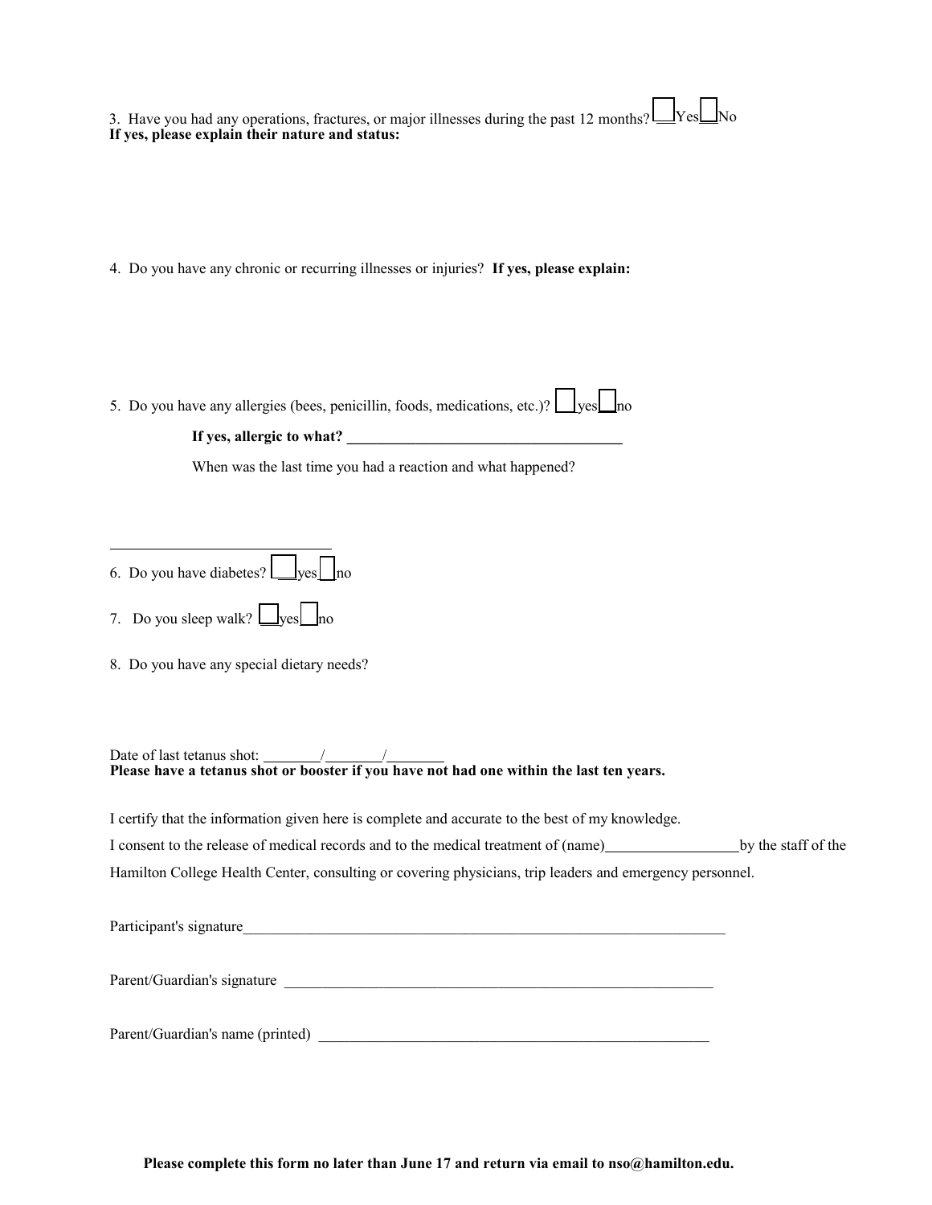3. Have you had any operations, fractures, or major illnesses during the past 12 months? ☐ Yes ☐ No

**If yes, please explain their nature and status:**

4. Do you have any chronic or recurring illnesses or injuries? **If yes, please explain:**

5. Do you have any allergies (bees, penicillin, foods, medications, etc.)? ☐ yes ☐ no

   **If yes, allergic to what? ______________________________________**

   When was the last time you had a reaction and what happened?

______________________________

6. Do you have diabetes? ☐ yes ☐ no

7. Do you sleep walk? ☐ yes ☐ no

8. Do you have any special dietary needs?

Date of last tetanus shot: ________/________/________

**Please have a tetanus shot or booster if you have not had one within the last ten years.**

I certify that the information given here is complete and accurate to the best of my knowledge.

I consent to the release of medical records and to the medical treatment of (name)__________________by the staff of the Hamilton College Health Center, consulting or covering physicians, trip leaders and emergency personnel.

Participant's signature_____________________________________________________________________

Parent/Guardian's signature _______________________________________________________________

Parent/Guardian's name (printed) _________________________________________________________

**Please complete this form no later than June 17 and return via email to nso@hamilton.edu.**